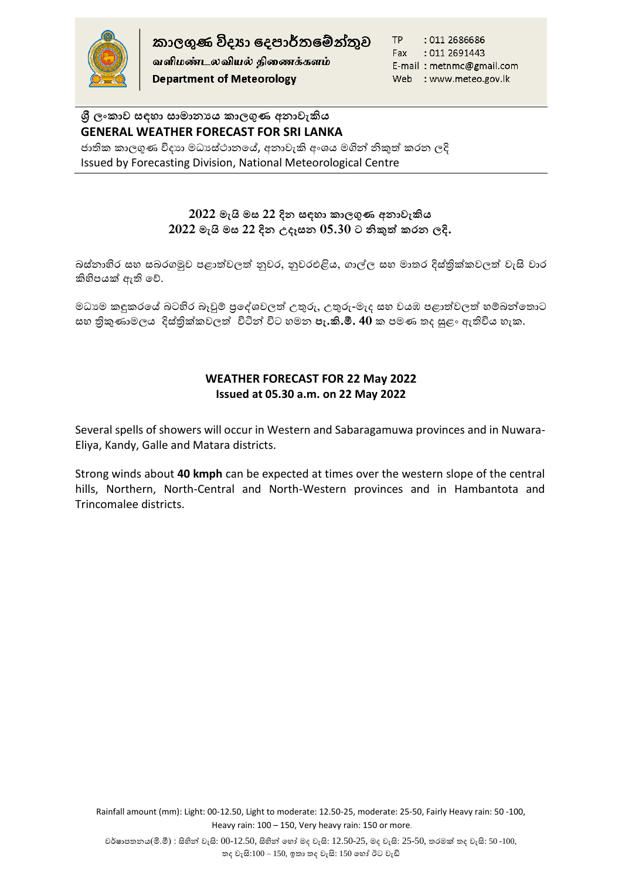# කාලගුණ විද්‍යා දෙපාර්තමේන්තුව
## வளிமண்டலவியல் திணைக்களம்
## Department of Meteorology

TP : 011 2686686
Fax : 011 2691443
E-mail : metnmc@gmail.com
Web : www.meteo.gov.lk

**ශ්‍රී ලංකාව සඳහා සාමාන්‍යය කාලගුණ අනාවැකිය**
**GENERAL WEATHER FORECAST FOR SRI LANKA**
ජාතික කාලගුණ විද්‍යා මධ්‍යස්ථානයේ, අනාවැකි අංශය මගින් නිකුත් කරන ලදි
Issued by Forecasting Division, National Meteorological Centre

**2022 මැයි මස 22 දින සඳහා කාලගුණ අනාවැකිය**
**2022 මැයි මස 22 දින උදෑසන 05.30 ට නිකුත් කරන ලදි.**

බස්නාහිර සහ සබරගමුව පළාත්වලත් නුවර, නුවරඑළිය, ගාල්ල සහ මාතර දිස්ත්‍රික්කවලත් වැසි වාර කිහිපයක් ඇති වේ.

මධ්‍යම කඳුකරයේ බටහිර බෑවුම් ප්‍රදේශවලත් උතුරු, උතුරු-මැද සහ වයඹ පළාත්වලත් හම්බන්තොට සහ ත්‍රිකුණාමලය දිස්ත්‍රික්කවලත් විටින් විට හමන **පැ.කි.මී. 40** ක පමණ තද සුළං ඇතිවිය හැක.

**WEATHER FORECAST FOR 22 May 2022**
**Issued at 05.30 a.m. on 22 May 2022**

Several spells of showers will occur in Western and Sabaragamuwa provinces and in Nuwara-Eliya, Kandy, Galle and Matara districts.

Strong winds about **40 kmph** can be expected at times over the western slope of the central hills, Northern, North-Central and North-Western provinces and in Hambantota and Trincomalee districts.

Rainfall amount (mm): Light: 00-12.50, Light to moderate: 12.50-25, moderate: 25-50, Fairly Heavy rain: 50 -100, Heavy rain: 100 – 150, Very heavy rain: 150 or more.

වර්ෂාපතනය(මි.මී) : සිහින් වැසි: 00-12.50, සිහින් හෝ මද වැසි: 12.50-25, මද වැසි: 25-50, තරමක් තද වැසි: 50 -100, තද වැසි:100 – 150, ඉතා තද වැසි: 150 හෝ ඊට වැඩි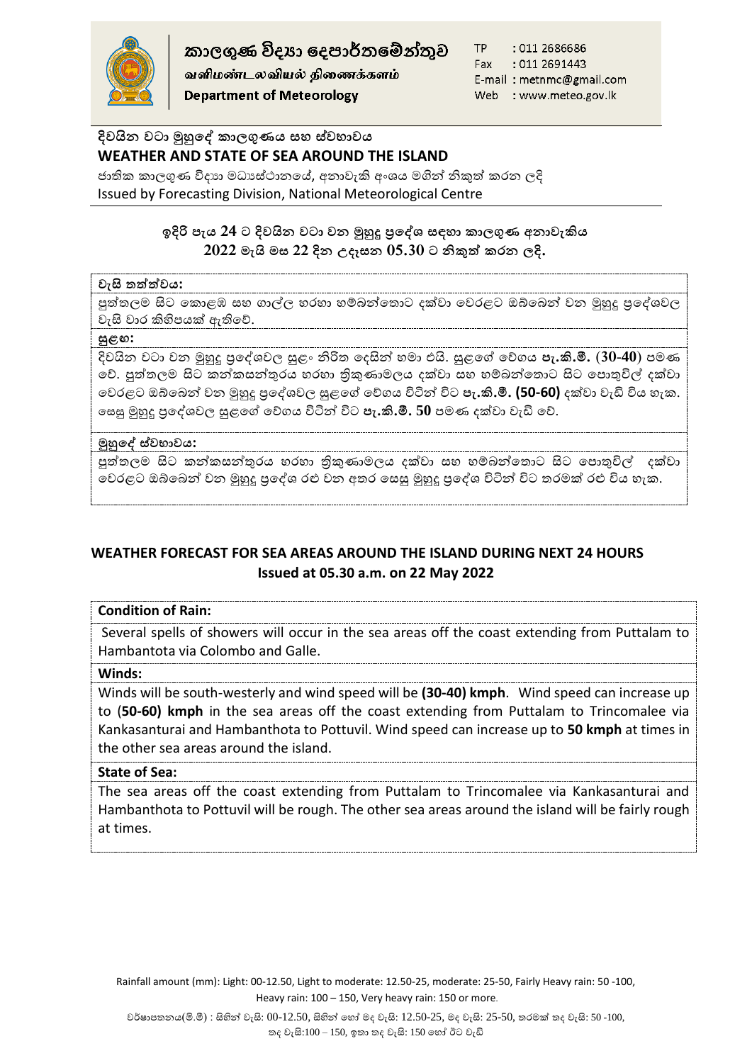# කාලගුණ විද්‍යා දෙපාර්තමේන්තුව
**வளிமண்டலவியல் திணைக்களம்**
**Department of Meteorology**

TP : 011 2686686
Fax : 011 2691443
E-mail : metnmc@gmail.com
Web : www.meteo.gov.lk

## දිවයින වටා මුහුදේ කාලගුණය සහ ස්වභාවය
## WEATHER AND STATE OF SEA AROUND THE ISLAND

ජාතික කාලගුණ විද්‍යා මධ්‍යස්ථානයේ, අනාවැකි අංශය මගින් නිකුත් කරන ලදි
Issued by Forecasting Division, National Meteorological Centre

### ඉදිරි පැය 24 ට දිවයින වටා වන මුහුදු ප්‍රදේශ සඳහා කාලගුණ අනාවැකිය
### 2022 මැයි මස 22 දින උදෑසන 05.30 ට නිකුත් කරන ලදි.

**වැසි තත්ත්වය:**

පුත්තලම සිට කොළඹ සහ ගාල්ල හරහා හම්බන්තොට දක්වා වෙරළට ඔබ්බෙන් වන මුහුදු ප්‍රදේශවල වැසි වාර කිහිපයක් ඇතිවේ.

**සුළඟ:**

දිවයින වටා වන මුහුදු ප්‍රදේශවල සුළං නිරිත දෙසින් හමා එයි. සුළගේ වේගය **පැ.කි.මී. (30-40)** පමණ වේ. පුත්තලම සිට කන්කසන්තුරය හරහා ත්‍රිකුණාමලය දක්වා සහ හම්බන්තොට සිට පොතුවිල් දක්වා වෙරළට ඔබ්බෙන් වන මුහුදු ප්‍රදේශවල සුළගේ වේගය විටින් විට **පැ.කි.මී. (50-60)** දක්වා වැඩි විය හැක. සෙසු මුහුදු ප්‍රදේශවල සුළගේ වේගය විටින් විට **පැ.කි.මී. 50** පමණ දක්වා වැඩි වේ.

**මුහුදේ ස්වභාවය:**

පුත්තලම සිට කන්කසන්තුරය හරහා ත්‍රිකුණාමලය දක්වා සහ හම්බන්තොට සිට පොතුවිල් දක්වා වෙරළට ඔබ්බෙන් වන මුහුදු ප්‍රදේශ රළු වන අතර සෙසු මුහුදු ප්‍රදේශ විටින් විට තරමක් රළු විය හැක.

### WEATHER FORECAST FOR SEA AREAS AROUND THE ISLAND DURING NEXT 24 HOURS
### Issued at 05.30 a.m. on 22 May 2022

**Condition of Rain:**

Several spells of showers will occur in the sea areas off the coast extending from Puttalam to Hambantota via Colombo and Galle.

**Winds:**

Winds will be south-westerly and wind speed will be **(30-40) kmph**. Wind speed can increase up to (**50-60) kmph** in the sea areas off the coast extending from Puttalam to Trincomalee via Kankasanturai and Hambanthota to Pottuvil. Wind speed can increase up to **50 kmph** at times in the other sea areas around the island.

**State of Sea:**

The sea areas off the coast extending from Puttalam to Trincomalee via Kankasanturai and Hambanthota to Pottuvil will be rough. The other sea areas around the island will be fairly rough at times.

Rainfall amount (mm): Light: 00-12.50, Light to moderate: 12.50-25, moderate: 25-50, Fairly Heavy rain: 50 -100, Heavy rain: 100 – 150, Very heavy rain: 150 or more.

වර්ෂාපතනය(මි.මී) : සිහින් වැසි: 00-12.50, සිහින් හෝ මද වැසි: 12.50-25, මද වැසි: 25-50, තරමක් තද වැසි: 50 -100, තද වැසි:100 – 150, ඉතා තද වැසි: 150 හෝ ඊට වැඩි